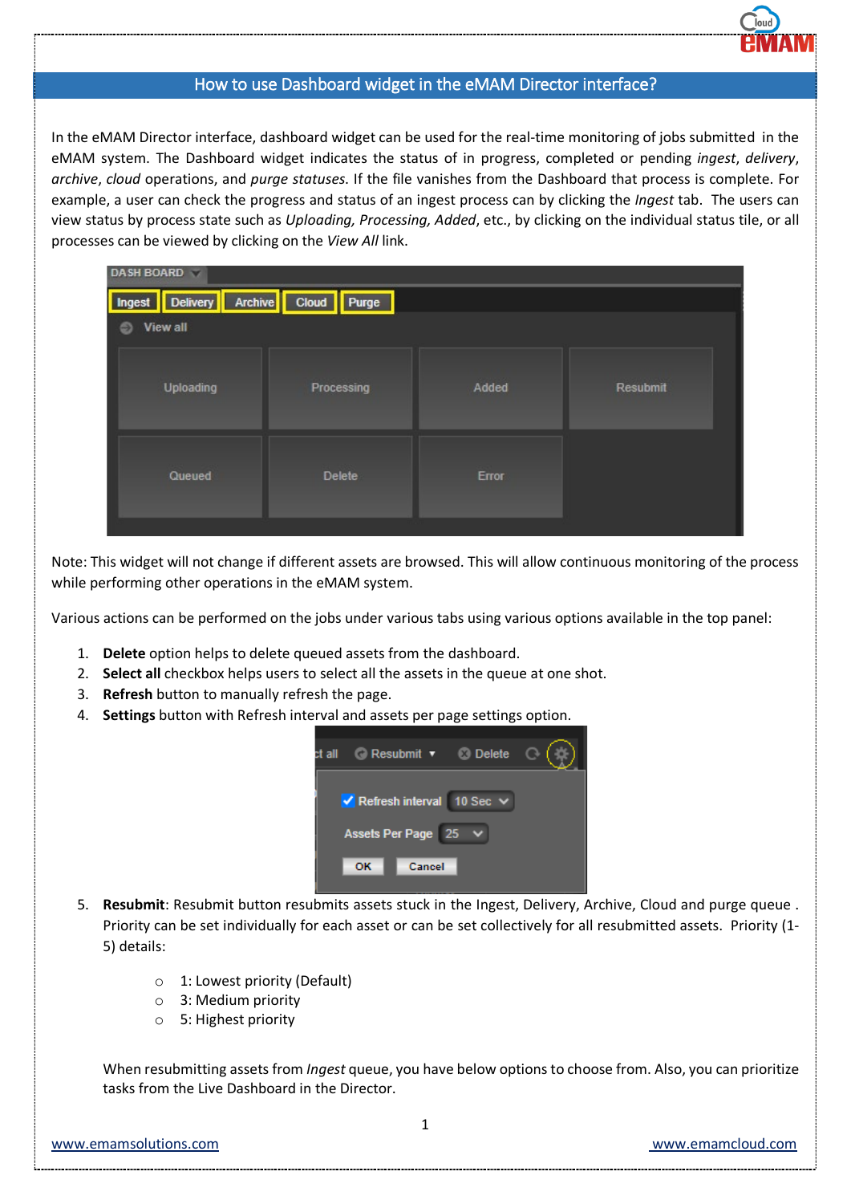# How to use Dashboard widget in the eMAM Director interface?

In the eMAM Director interface, dashboard widget can be used for the real-time monitoring of jobs submitted in the eMAM system. The Dashboard widget indicates the status of in progress, completed or pending *ingest*, *delivery*, *archive*, *cloud* operations, and *purge statuses.* If the file vanishes from the Dashboard that process is complete. For example, a user can check the progress and status of an ingest process can by clicking the *Ingest* tab. The users can view status by process state such as *Uploading, Processing, Added*, etc., by clicking on the individual status tile, or all processes can be viewed by clicking on the *View All* link.

Note: This widget will not change if different assets are browsed. This will allow continuous monitoring of the process while performing other operations in the eMAM system.

Various actions can be performed on the jobs under various tabs using various options available in the top panel:

1. **Delete** option helps to delete queued assets from the dashboard.
2. **Select all** checkbox helps users to select all the assets in the queue at one shot.
3. **Refresh** button to manually refresh the page.
4. **Settings** button with Refresh interval and assets per page settings option.
5. **Resubmit**: Resubmit button resubmits assets stuck in the Ingest, Delivery, Archive, Cloud and purge queue . Priority can be set individually for each asset or can be set collectively for all resubmitted assets. Priority (1-5) details:
   - 1: Lowest priority (Default)
   - 3: Medium priority
   - 5: Highest priority

   When resubmitting assets from *Ingest* queue, you have below options to choose from. Also, you can prioritize tasks from the Live Dashboard in the Director.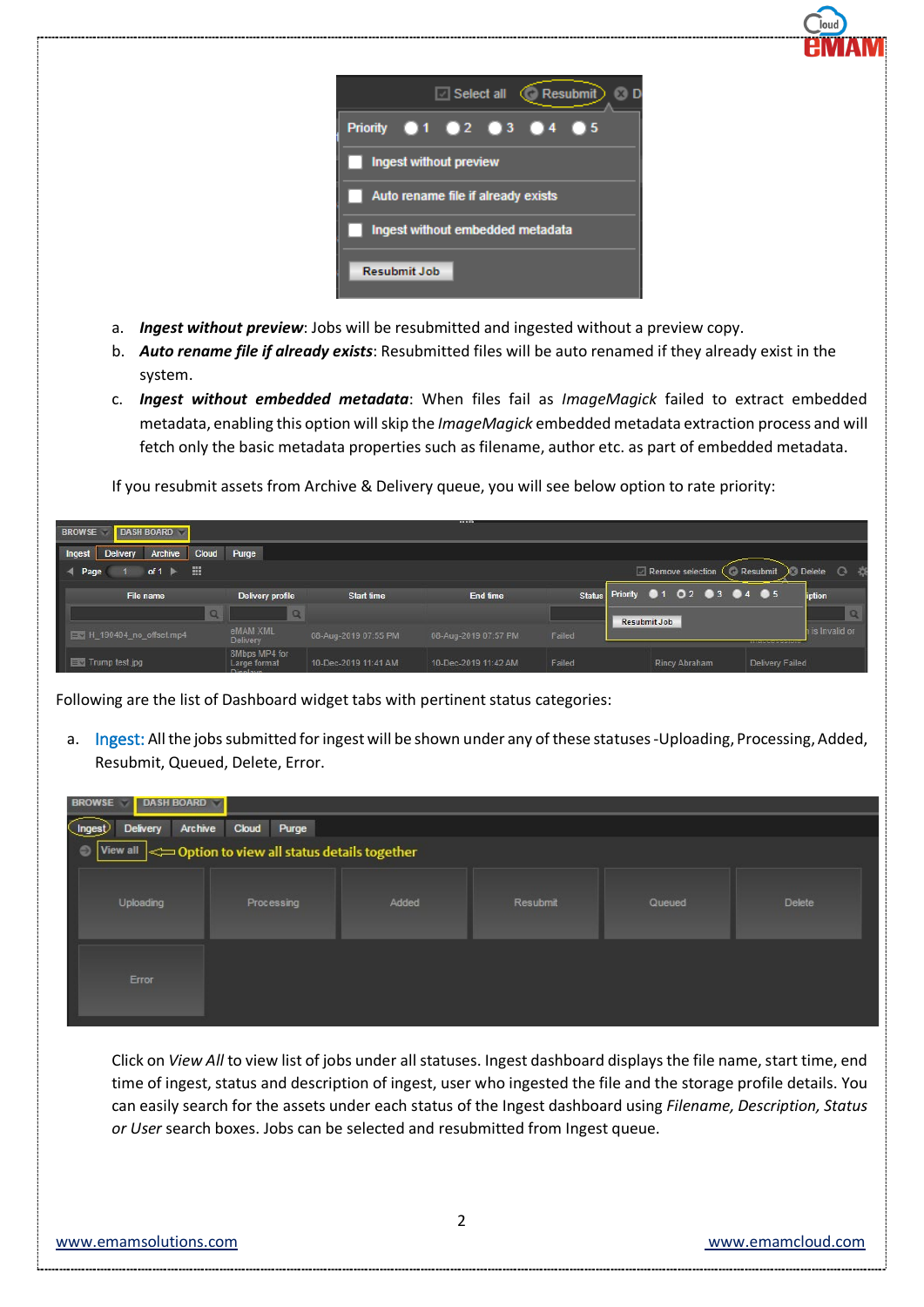a. ***Ingest without preview***: Jobs will be resubmitted and ingested without a preview copy.
b. ***Auto rename file if already exists***: Resubmitted files will be auto renamed if they already exist in the system.
c. ***Ingest without embedded metadata***: When files fail as *ImageMagick* failed to extract embedded metadata, enabling this option will skip the *ImageMagick* embedded metadata extraction process and will fetch only the basic metadata properties such as filename, author etc. as part of embedded metadata.

If you resubmit assets from Archive & Delivery queue, you will see below option to rate priority:

Following are the list of Dashboard widget tabs with pertinent status categories:

a. Ingest: All the jobs submitted for ingest will be shown under any of these statuses -Uploading, Processing, Added, Resubmit, Queued, Delete, Error.

Click on *View All* to view list of jobs under all statuses. Ingest dashboard displays the file name, start time, end time of ingest, status and description of ingest, user who ingested the file and the storage profile details. You can easily search for the assets under each status of the Ingest dashboard using *Filename, Description, Status or User* search boxes. Jobs can be selected and resubmitted from Ingest queue.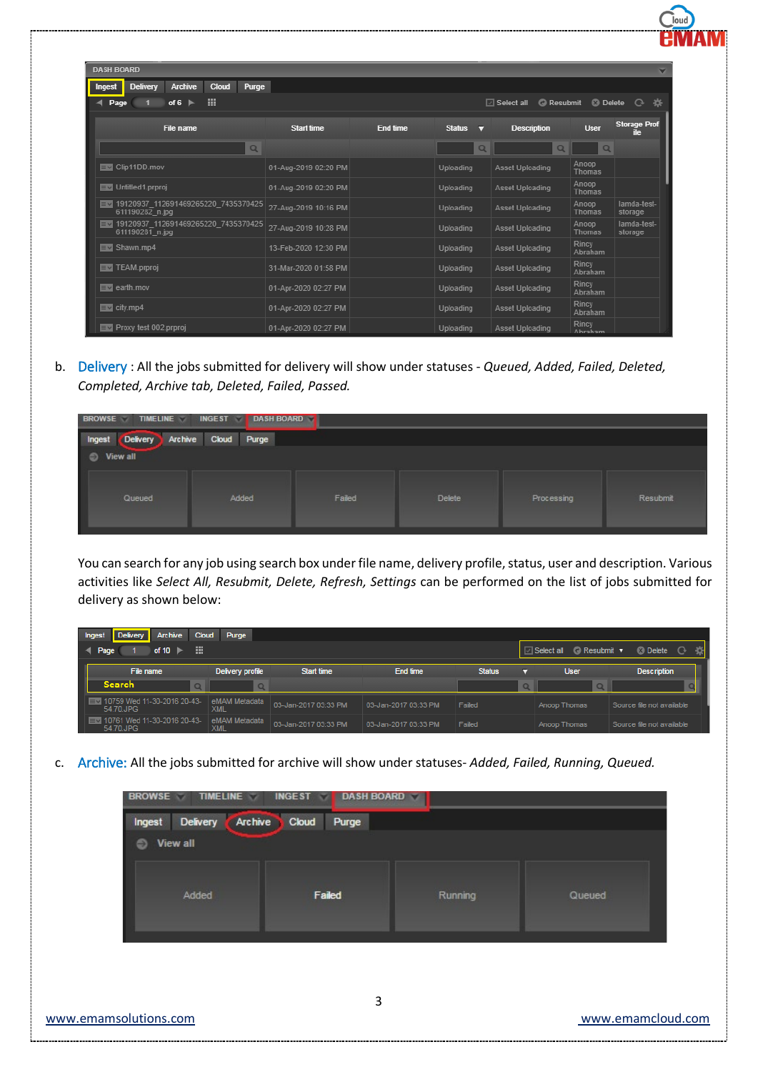b. Delivery : All the jobs submitted for delivery will show under statuses - *Queued, Added, Failed, Deleted, Completed, Archive tab, Deleted, Failed, Passed.*

You can search for any job using search box under file name, delivery profile, status, user and description. Various activities like *Select All, Resubmit, Delete, Refresh, Settings* can be performed on the list of jobs submitted for delivery as shown below:

c. Archive: All the jobs submitted for archive will show under statuses- *Added, Failed, Running, Queued.*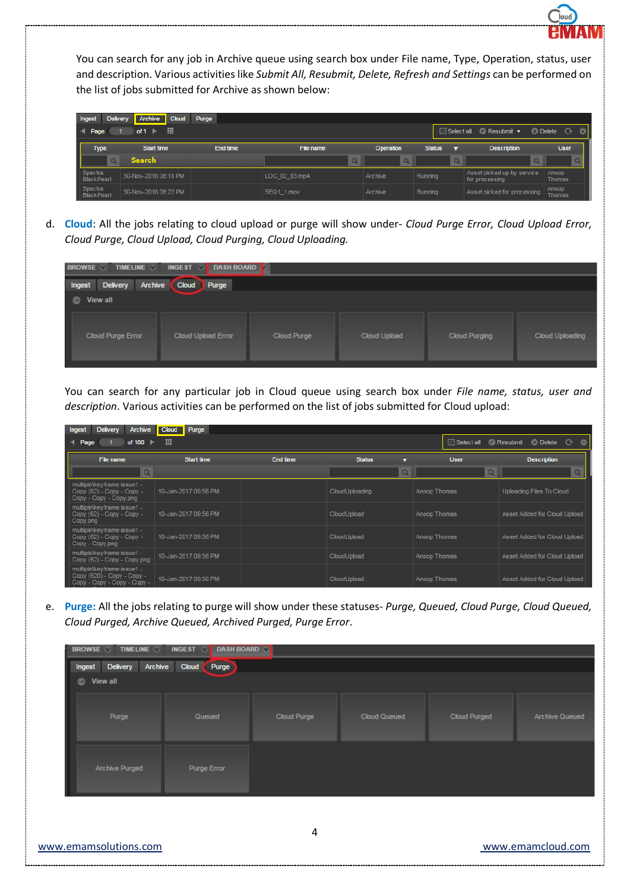You can search for any job in Archive queue using search box under File name, Type, Operation, status, user and description. Various activities like *Submit All, Resubmit, Delete, Refresh and Settings* can be performed on the list of jobs submitted for Archive as shown below:

d. **Cloud**: All the jobs relating to cloud upload or purge will show under- *Cloud Purge Error, Cloud Upload Error, Cloud Purge, Cloud Upload, Cloud Purging, Cloud Uploading.*

You can search for any particular job in Cloud queue using search box under *File name, status, user and description*. Various activities can be performed on the list of jobs submitted for Cloud upload:

e. **Purge:** All the jobs relating to purge will show under these statuses- *Purge, Queued, Cloud Purge, Cloud Queued, Cloud Purged, Archive Queued, Archived Purged, Purge Error*.

www.emamsolutions.com www.emamcloud.com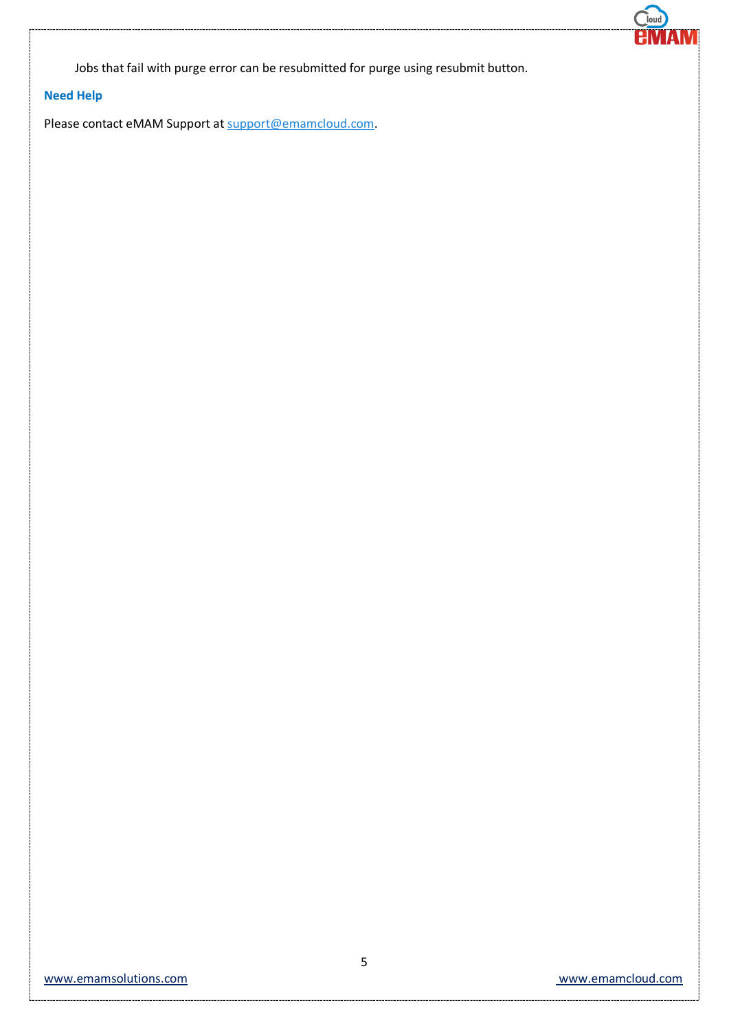Jobs that fail with purge error can be resubmitted for purge using resubmit button.

### Need Help

Please contact eMAM Support at [support@emamcloud.com](mailto:support@emamcloud.com).